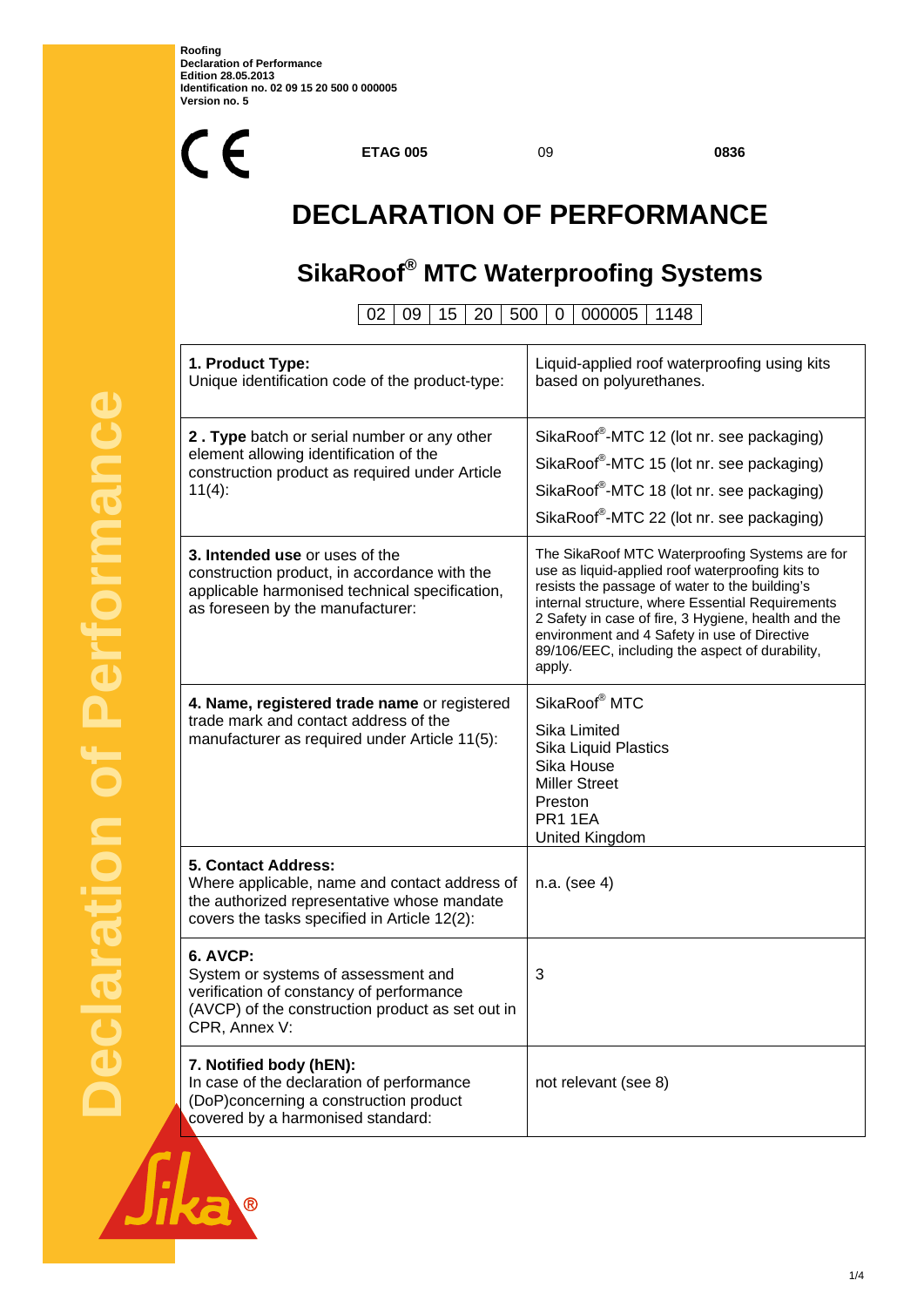Roofing
Declaration of Performance
Edition 28.05.2013
Identification no. 02 09 15 20 500 0 000005
Version no. 5

CE ETAG 005 09 0836

# DECLARATION OF PERFORMANCE

## SikaRoof® MTC Waterproofing Systems

| 02 | 09 | 15 | 20 | 500 | 0 | 000005 | 1148 |
|---|---|---|---|---|---|---|---|

| | |
|---|---|
| **1. Product Type:** Unique identification code of the product-type: | Liquid-applied roof waterproofing using kits based on polyurethanes. |
| **2 . Type** batch or serial number or any other element allowing identification of the construction product as required under Article 11(4): | SikaRoof®-MTC 12 (lot nr. see packaging)<br>SikaRoof®-MTC 15 (lot nr. see packaging)<br>SikaRoof®-MTC 18 (lot nr. see packaging)<br>SikaRoof®-MTC 22 (lot nr. see packaging) |
| **3. Intended use** or uses of the construction product, in accordance with the applicable harmonised technical specification, as foreseen by the manufacturer: | The SikaRoof MTC Waterproofing Systems are for use as liquid-applied roof waterproofing kits to resists the passage of water to the building's internal structure, where Essential Requirements 2 Safety in case of fire, 3 Hygiene, health and the environment and 4 Safety in use of Directive 89/106/EEC, including the aspect of durability, apply. |
| **4. Name, registered trade name** or registered trade mark and contact address of the manufacturer as required under Article 11(5): | SikaRoof® MTC<br>Sika Limited<br>Sika Liquid Plastics<br>Sika House<br>Miller Street<br>Preston<br>PR1 1EA<br>United Kingdom |
| **5. Contact Address:** Where applicable, name and contact address of the authorized representative whose mandate covers the tasks specified in Article 12(2): | n.a. (see 4) |
| **6. AVCP:** System or systems of assessment and verification of constancy of performance (AVCP) of the construction product as set out in CPR, Annex V: | 3 |
| **7. Notified body (hEN):** In case of the declaration of performance (DoP)concerning a construction product covered by a harmonised standard: | not relevant (see 8) |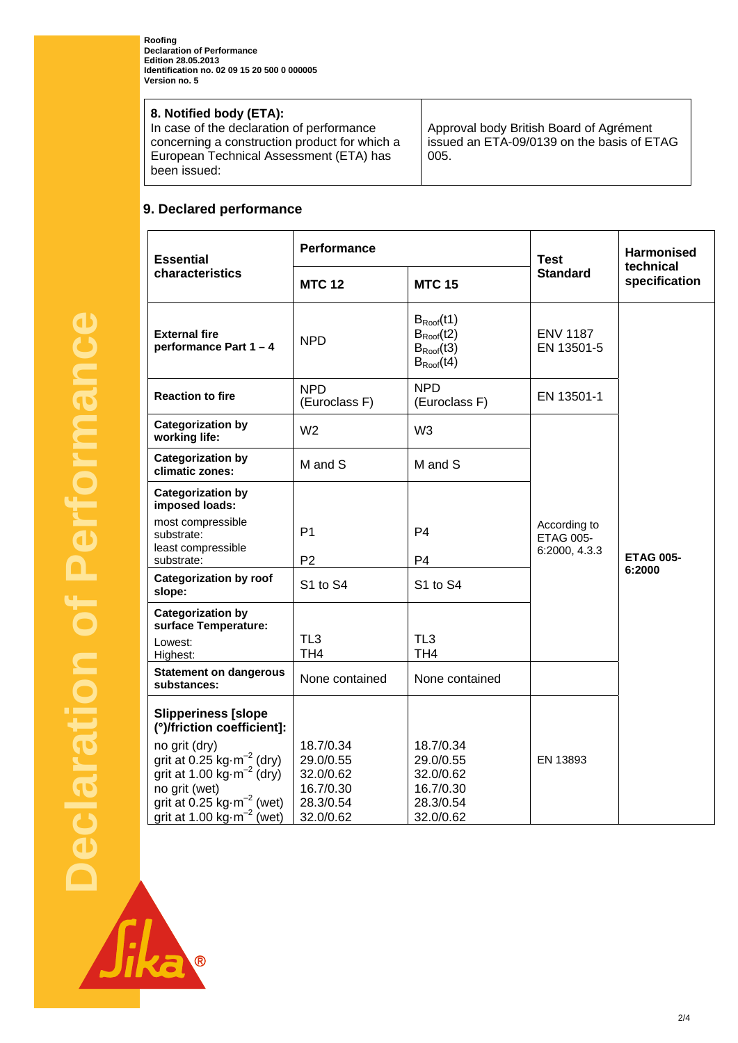Roofing
Declaration of Performance
Edition 28.05.2013
Identification no. 02 09 15 20 500 0 000005
Version no. 5

| **8. Notified body (ETA):** In case of the declaration of performance concerning a construction product for which a European Technical Assessment (ETA) has been issued: | Approval body British Board of Agrément issued an ETA-09/0139 on the basis of ETAG 005. |
|---|---|

## 9. Declared performance

| **Essential characteristics** | **Performance** | | **Test Standard** | **Harmonised technical specification** |
|---|---|---|---|---|
| | **MTC 12** | **MTC 15** | | |
| **External fire performance Part 1 – 4** | NPD | $B_{Roof}(t1)$ $B_{Roof}(t2)$ $B_{Roof}(t3)$ $B_{Roof}(t4)$ | ENV 1187 EN 13501-5 | ETAG 005-6:2000 |
| **Reaction to fire** | NPD (Euroclass F) | NPD (Euroclass F) | EN 13501-1 | |
| **Categorization by working life:** | W2 | W3 | According to ETAG 005-6:2000, 4.3.3 | |
| **Categorization by climatic zones:** | M and S | M and S | | |
| **Categorization by imposed loads:** most compressible substrate: least compressible substrate: | P1 P2 | P4 P4 | | |
| **Categorization by roof slope:** | S1 to S4 | S1 to S4 | | |
| **Categorization by surface Temperature:** Lowest: Highest: | TL3 TH4 | TL3 TH4 | | |
| **Statement on dangerous substances:** | None contained | None contained | | |
| **Slipperiness [slope (°)/friction coefficient]:** no grit (dry) grit at 0.25 $kg \cdot m^{-2}$ (dry) grit at 1.00 $kg \cdot m^{-2}$ (dry) no grit (wet) grit at 0.25 $kg \cdot m^{-2}$ (wet) grit at 1.00 $kg \cdot m^{-2}$ (wet) | 18.7/0.34 29.0/0.55 32.0/0.62 16.7/0.30 28.3/0.54 32.0/0.62 | 18.7/0.34 29.0/0.55 32.0/0.62 16.7/0.30 28.3/0.54 32.0/0.62 | EN 13893 | |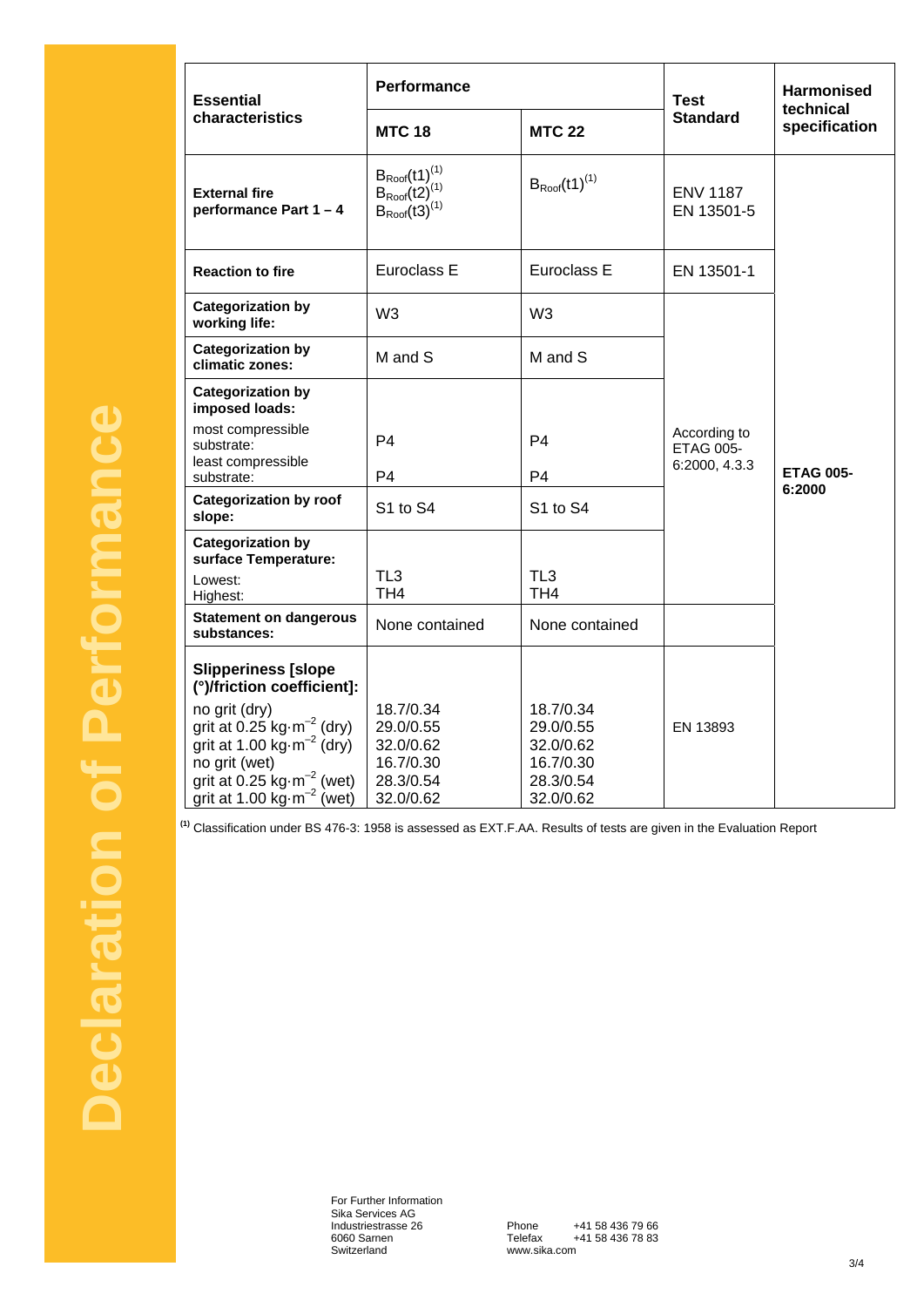| Essential characteristics | Performance | | Test Standard | Harmonised technical specification |
|---|---|---|---|---|
| | MTC 18 | MTC 22 | | |
| **External fire performance Part 1 – 4** | $B_{Roof}(t1)$ [(1)] $B_{Roof}(t2)$ [(1)] $B_{Roof}(t3)$ [(1)] | $B_{Roof}(t1)$ [(1)] | ENV 1187 EN 13501-5 | ETAG 005-6:2000 |
| **Reaction to fire** | Euroclass E | Euroclass E | EN 13501-1 | |
| **Categorization by working life:** | W3 | W3 | According to ETAG 005-6:2000, 4.3.3 | |
| **Categorization by climatic zones:** | M and S | M and S | | |
| **Categorization by imposed loads:** most compressible substrate: least compressible substrate: | P4 P4 | P4 P4 | | |
| **Categorization by roof slope:** | S1 to S4 | S1 to S4 | | |
| **Categorization by surface Temperature:** Lowest: Highest: | TL3 TH4 | TL3 TH4 | | |
| **Statement on dangerous substances:** | None contained | None contained | | |
| **Slipperiness [slope (°)/friction coefficient]:** no grit (dry) grit at 0.25 $kg \cdot m^{-2}$ (dry) grit at 1.00 $kg \cdot m^{-2}$ (dry) no grit (wet) grit at 0.25 $kg \cdot m^{-2}$ (wet) grit at 1.00 $kg \cdot m^{-2}$ (wet) | 18.7/0.34 29.0/0.55 32.0/0.62 16.7/0.30 28.3/0.54 32.0/0.62 | 18.7/0.34 29.0/0.55 32.0/0.62 16.7/0.30 28.3/0.54 32.0/0.62 | EN 13893 | |

[(1)] Classification under BS 476-3: 1958 is assessed as EXT.F.AA. Results of tests are given in the Evaluation Report

For Further Information
Sika Services AG
Industriestrasse 26
6060 Sarnen
Switzerland

Phone +41 58 436 79 66
Telefax +41 58 436 78 83
www.sika.com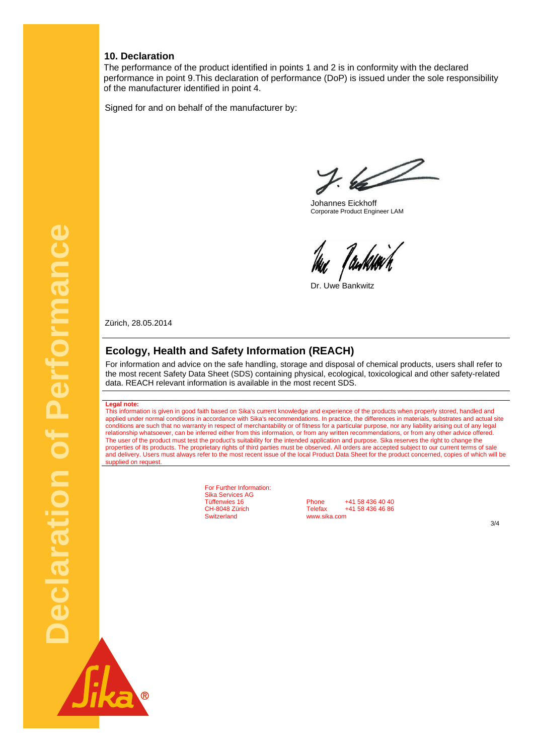## 10. Declaration

The performance of the product identified in points 1 and 2 is in conformity with the declared performance in point 9.This declaration of performance (DoP) is issued under the sole responsibility of the manufacturer identified in point 4.

Signed for and on behalf of the manufacturer by:

Johannes Eickhoff
Corporate Product Engineer LAM

Dr. Uwe Bankwitz

Zürich, 28.05.2014

## Ecology, Health and Safety Information (REACH)

For information and advice on the safe handling, storage and disposal of chemical products, users shall refer to the most recent Safety Data Sheet (SDS) containing physical, ecological, toxicological and other safety-related data. REACH relevant information is available in the most recent SDS.

**Legal note:**
This information is given in good faith based on Sika's current knowledge and experience of the products when properly stored, handled and applied under normal conditions in accordance with Sika's recommendations. In practice, the differences in materials, substrates and actual site conditions are such that no warranty in respect of merchantability or of fitness for a particular purpose, nor any liability arising out of any legal relationship whatsoever, can be inferred either from this information, or from any written recommendations, or from any other advice offered. The user of the product must test the product's suitability for the intended application and purpose. Sika reserves the right to change the properties of its products. The proprietary rights of third parties must be observed. All orders are accepted subject to our current terms of sale and delivery. Users must always refer to the most recent issue of the local Product Data Sheet for the product concerned, copies of which will be supplied on request.

For Further Information:
Sika Services AG
Tüffenwies 16
CH-8048 Zürich
Switzerland

Phone +41 58 436 40 40
Telefax +41 58 436 46 86
www.sika.com

Declaration of Performance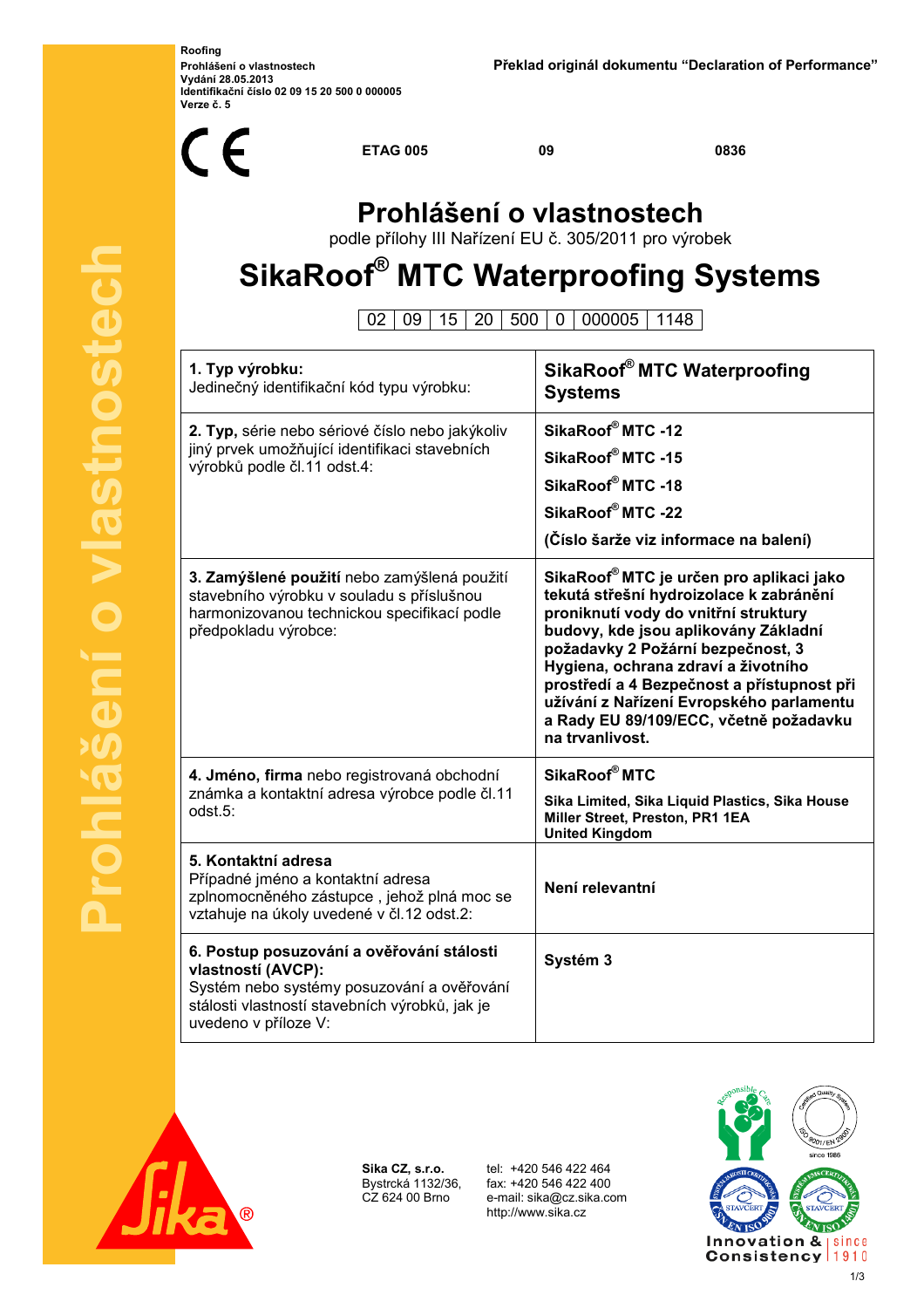Roofing
Prohlášení o vlastnostech
Vydání 28.05.2013
Identifikační číslo 02 09 15 20 500 0 000005
Verze č. 5

Překlad originál dokumentu "Declaration of Performance"

CE | ETAG 005 | 09 | 0836

# Prohlášení o vlastnostech

podle přílohy III Nařízení EU č. 305/2011 pro výrobek

# SikaRoof® MTC Waterproofing Systems

| 02 | 09 | 15 | 20 | 500 | 0 | 000005 | 1148 |
|---|---|---|---|---|---|---|---|

| | |
|---|---|
| **1. Typ výrobku:** Jedinečný identifikační kód typu výrobku: | **SikaRoof® MTC Waterproofing Systems** |
| **2. Typ,** série nebo sériové číslo nebo jakýkoliv jiný prvek umožňující identifikaci stavebních výrobků podle čl.11 odst.4: | **SikaRoof® MTC -12**<br>**SikaRoof® MTC -15**<br>**SikaRoof® MTC -18**<br>**SikaRoof® MTC -22**<br>**(Číslo šarže viz informace na balení)** |
| **3. Zamýšlené použití** nebo zamýšlená použití stavebního výrobku v souladu s příslušnou harmonizovanou technickou specifikací podle předpokladu výrobce: | **SikaRoof® MTC je určen pro aplikaci jako tekutá střešní hydroizolace k zabránění proniknutí vody do vnitřní struktury budovy, kde jsou aplikovány Základní požadavky 2 Požární bezpečnost, 3 Hygiena, ochrana zdraví a životního prostředí a 4 Bezpečnost a přístupnost při užívání z Nařízení Evropského parlamentu a Rady EU 89/109/ECC, včetně požadavku na trvanlivost.** |
| **4. Jméno, firma** nebo registrovaná obchodní známka a kontaktní adresa výrobce podle čl.11 odst.5: | **SikaRoof® MTC**<br>**Sika Limited, Sika Liquid Plastics, Sika House Miller Street, Preston, PR1 1EA United Kingdom** |
| **5. Kontaktní adresa** Případné jméno a kontaktní adresa zplnomocněného zástupce , jehož plná moc se vztahuje na úkoly uvedené v čl.12 odst.2: | **Není relevantní** |
| **6. Postup posuzování a ověřování stálosti vlastností (AVCP):** Systém nebo systémy posuzování a ověřování stálosti vlastností stavebních výrobků, jak je uvedeno v příloze V: | **Systém 3** |

**Sika CZ, s.r.o.**
Bystrcká 1132/36,
CZ 624 00 Brno

tel: +420 546 422 464
fax: +420 546 422 400
e-mail: sika@cz.sika.com
http://www.sika.cz

Innovation & Consistency since 1910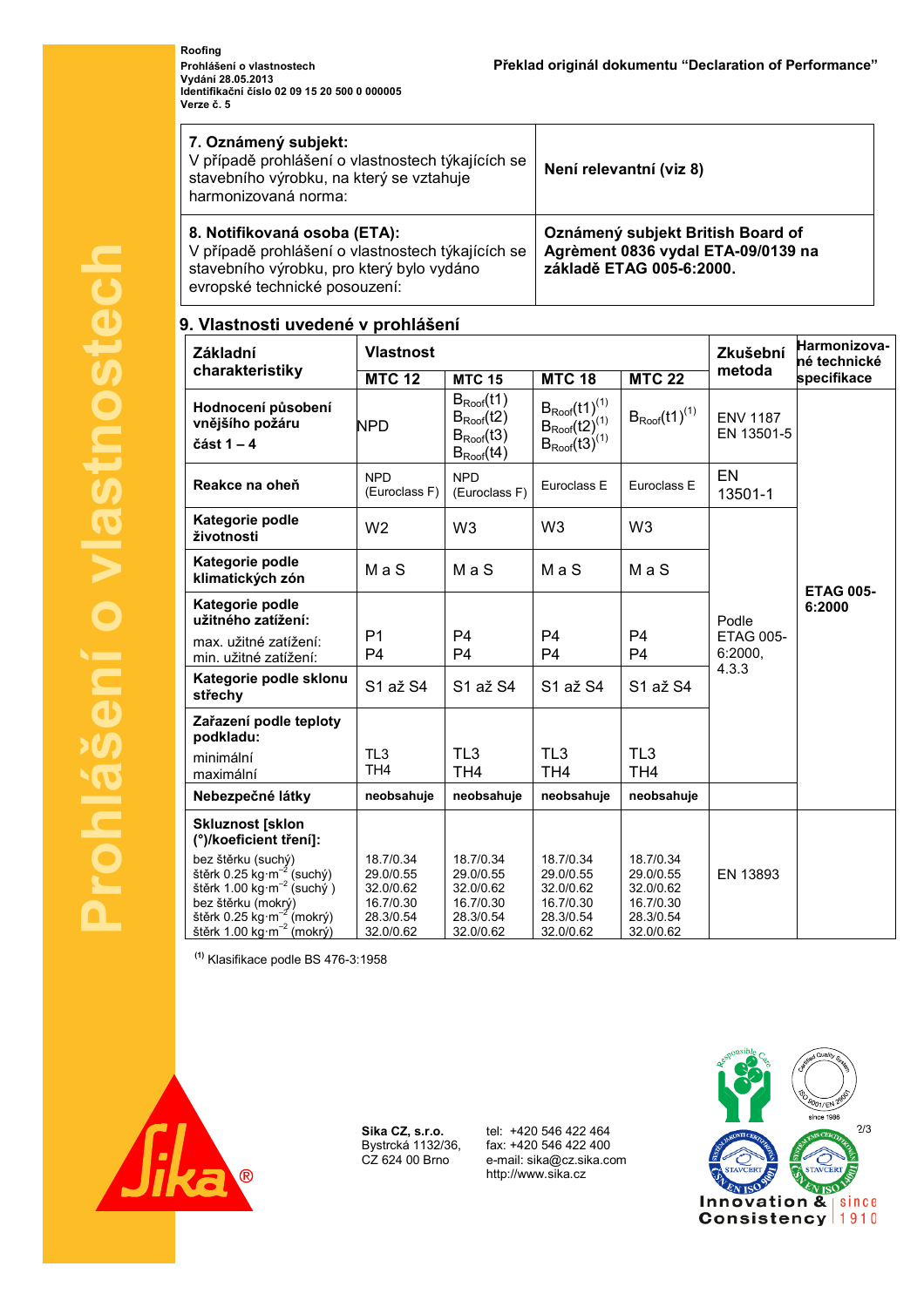Roofing
Prohlášení o vlastnostech
Vydání 28.05.2013
Identifikační číslo 02 09 15 20 500 0 000005
Verze č. 5

Překlad originál dokumentu "Declaration of Performance"

| | |
|---|---|
| **7. Oznámený subjekt:** V případě prohlášení o vlastnostech týkajících se stavebního výrobku, na který se vztahuje harmonizovaná norma: | **Není relevantní (viz 8)** |
| **8. Notifikovaná osoba (ETA):** V případě prohlášení o vlastnostech týkajících se stavebního výrobku, pro který bylo vydáno evropské technické posouzení: | **Oznámený subjekt British Board of Agrèment 0836 vydal ETA-09/0139 na základě ETAG 005-6:2000.** |

## 9. Vlastnosti uvedené v prohlášení

| Základní charakteristiky | Vlastnost | | | | Zkušební metoda | Harmonizované technické specifikace |
|---|---|---|---|---|---|---|
| | MTC 12 | MTC 15 | MTC 18 | MTC 22 | | |
| **Hodnocení působení vnějšího požáru část 1 – 4** | NPD | $B_{Roof}(t1)$ $B_{Roof}(t2)$ $B_{Roof}(t3)$ $B_{Roof}(t4)$ | $B_{Roof}(t1)^{(1)}$ $B_{Roof}(t2)^{(1)}$ $B_{Roof}(t3)^{(1)}$ | $B_{Roof}(t1)^{(1)}$ | ENV 1187 EN 13501-5 | ETAG 005-6:2000 |
| **Reakce na oheň** | NPD (Euroclass F) | NPD (Euroclass F) | Euroclass E | Euroclass E | EN 13501-1 | ETAG 005-6:2000 |
| **Kategorie podle životnosti** | W2 | W3 | W3 | W3 | Podle ETAG 005-6:2000, 4.3.3 | ETAG 005-6:2000 |
| **Kategorie podle klimatických zón** | M a S | M a S | M a S | M a S | Podle ETAG 005-6:2000, 4.3.3 | ETAG 005-6:2000 |
| **Kategorie podle užitného zatížení:** max. užitné zatížení: min. užitné zatížení: | P1 P4 | P4 P4 | P4 P4 | P4 P4 | Podle ETAG 005-6:2000, 4.3.3 | ETAG 005-6:2000 |
| **Kategorie podle sklonu střechy** | S1 až S4 | S1 až S4 | S1 až S4 | S1 až S4 | Podle ETAG 005-6:2000, 4.3.3 | ETAG 005-6:2000 |
| **Zařazení podle teploty podkladu:** minimální maximální | TL3 TH4 | TL3 TH4 | TL3 TH4 | TL3 TH4 | Podle ETAG 005-6:2000, 4.3.3 | ETAG 005-6:2000 |
| **Nebezpečné látky** | **neobsahuje** | **neobsahuje** | **neobsahuje** | **neobsahuje** | | ETAG 005-6:2000 |
| **Skluznost [sklon (°)/koeficient tření]:** bez štěrku (suchý) štěrk 0.25 kg·m$^{-2}$ (suchý) štěrk 1.00 kg·m$^{-2}$ (suchý ) bez štěrku (mokrý) štěrk 0.25 kg·m$^{-2}$ (mokrý) štěrk 1.00 kg·m$^{-2}$ (mokrý) | 18.7/0.34 29.0/0.55 32.0/0.62 16.7/0.30 28.3/0.54 32.0/0.62 | 18.7/0.34 29.0/0.55 32.0/0.62 16.7/0.30 28.3/0.54 32.0/0.62 | 18.7/0.34 29.0/0.55 32.0/0.62 16.7/0.30 28.3/0.54 32.0/0.62 | 18.7/0.34 29.0/0.55 32.0/0.62 16.7/0.30 28.3/0.54 32.0/0.62 | EN 13893 | |

[(1)] Klasifikace podle BS 476-3:1958

**Sika CZ, s.r.o.**
Bystrcká 1132/36,
CZ 624 00 Brno

tel: +420 546 422 464
fax: +420 546 422 400
e-mail: sika@cz.sika.com
http://www.sika.cz

Innovation & Consistency since 1910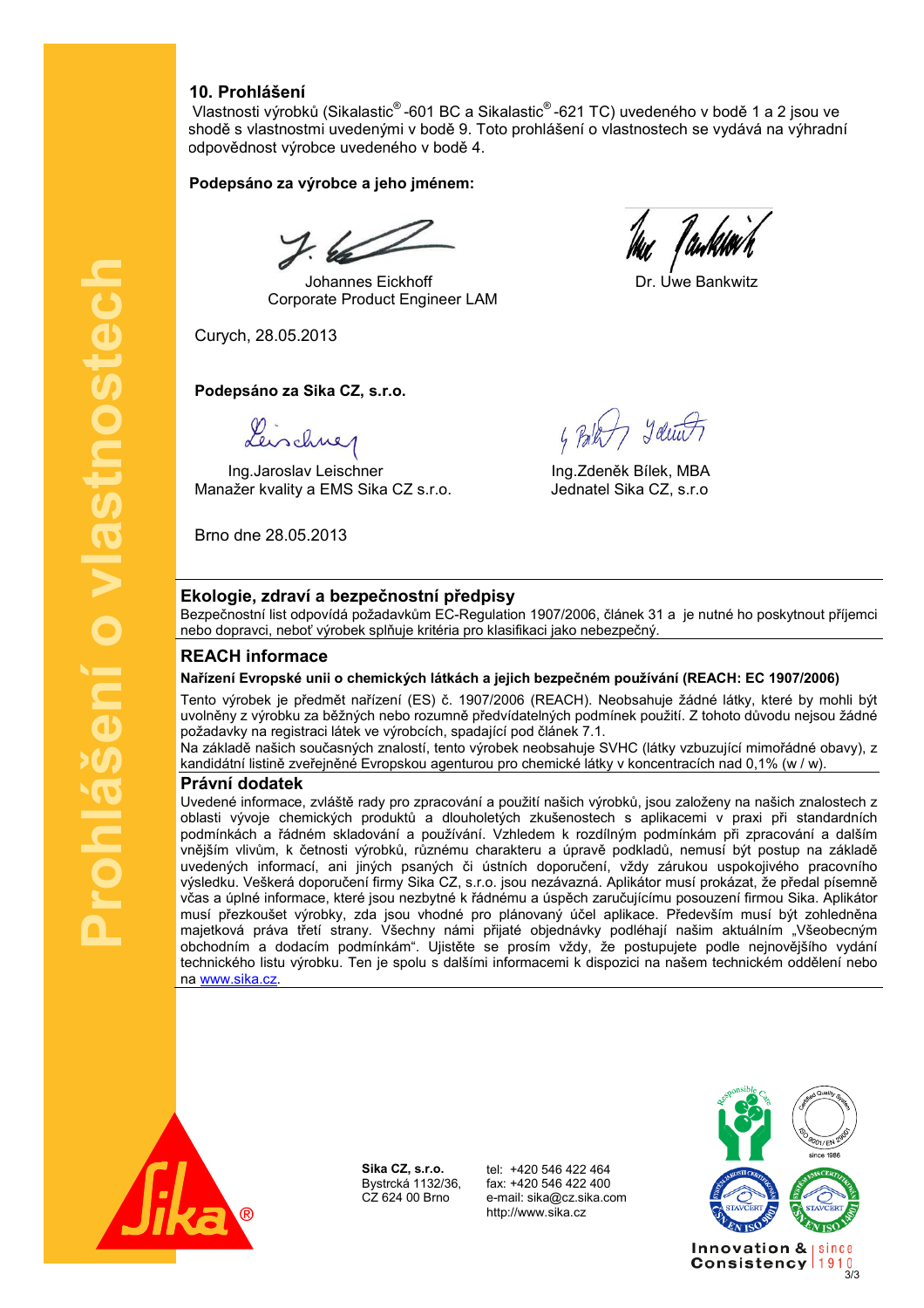## 10. Prohlášení

Vlastnosti výrobků (Sikalastic® -601 BC a Sikalastic® -621 TC) uvedeného v bodě 1 a 2 jsou ve shodě s vlastnostmi uvedenými v bodě 9. Toto prohlášení o vlastnostech se vydává na výhradní odpovědnost výrobce uvedeného v bodě 4.

**Podepsáno za výrobce a jeho jménem:**

Johannes Eickhoff
Corporate Product Engineer LAM

Dr. Uwe Bankwitz

Curych, 28.05.2013

**Podepsáno za Sika CZ, s.r.o.**

Ing.Jaroslav Leischner
Manažer kvality a EMS Sika CZ s.r.o.

Ing.Zdeněk Bílek, MBA
Jednatel Sika CZ, s.r.o

Brno dne 28.05.2013

## Ekologie, zdraví a bezpečnostní předpisy

Bezpečnostní list odpovídá požadavkům EC-Regulation 1907/2006, článek 31 a je nutné ho poskytnout příjemci nebo dopravci, neboť výrobek splňuje kritéria pro klasifikaci jako nebezpečný.

## REACH informace

**Nařízení Evropské unii o chemických látkách a jejich bezpečném používání (REACH: EC 1907/2006)**

Tento výrobek je předmět nařízení (ES) č. 1907/2006 (REACH). Neobsahuje žádné látky, které by mohli být uvolněny z výrobku za běžných nebo rozumně předvídatelných podmínek použití. Z tohoto důvodu nejsou žádné požadavky na registraci látek ve výrobcích, spadající pod článek 7.1.
Na základě našich současných znalostí, tento výrobek neobsahuje SVHC (látky vzbuzující mimořádné obavy), z kandidátní listině zveřejněné Evropskou agenturou pro chemické látky v koncentracích nad 0,1% (w / w).

## Právní dodatek

Uvedené informace, zvláště rady pro zpracování a použití našich výrobků, jsou založeny na našich znalostech z oblasti vývoje chemických produktů a dlouholetých zkušenostech s aplikacemi v praxi při standardních podmínkách a řádném skladování a používání. Vzhledem k rozdílným podmínkám při zpracování a dalším vnějším vlivům, k četnosti výrobků, různému charakteru a úpravě podkladů, nemusí být postup na základě uvedených informací, ani jiných psaných či ústních doporučení, vždy zárukou uspokojivého pracovního výsledku. Veškerá doporučení firmy Sika CZ, s.r.o. jsou nezávazná. Aplikátor musí prokázat, že předal písemně včas a úplné informace, které jsou nezbytné k řádnému a úspěch zaručujícímu posouzení firmou Sika. Aplikátor musí přezkoušet výrobky, zda jsou vhodné pro plánovaný účel aplikace. Především musí být zohledněna majetková práva třetí strany. Všechny námi přijaté objednávky podléhají našim aktuálním „Všeobecným obchodním a dodacím podmínkám". Ujistěte se prosím vždy, že postupujete podle nejnovějšího vydání technického listu výrobku. Ten je spolu s dalšími informacemi k dispozici na našem technickém oddělení nebo na www.sika.cz.

**Sika CZ, s.r.o.**
Bystrcká 1132/36,
CZ 624 00 Brno

tel: +420 546 422 464
fax: +420 546 422 400
e-mail: sika@cz.sika.com
http://www.sika.cz